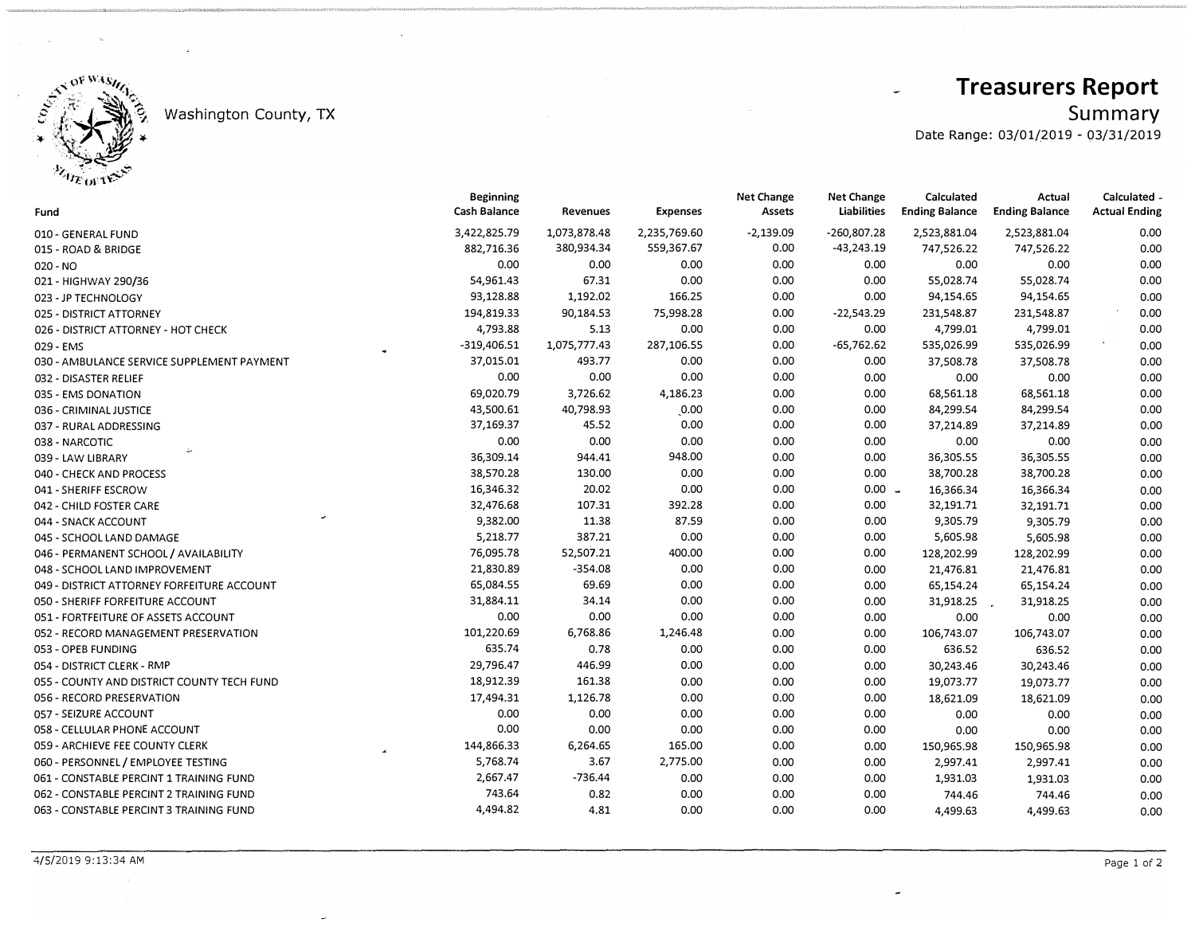Washington County, TX

# Treasurers Report

## Summary

Date Range: 03/01/2019 - 03/31/2019

| Fund | Beginning Cash Balance | Revenues | Expenses | Net Change Assets | Net Change Liabilities | Calculated Ending Balance | Actual Ending Balance | Calculated - Actual Ending |
|---|---|---|---|---|---|---|---|---|
| 010 - GENERAL FUND | 3,422,825.79 | 1,073,878.48 | 2,235,769.60 | -2,139.09 | -260,807.28 | 2,523,881.04 | 2,523,881.04 | 0.00 |
| 015 - ROAD & BRIDGE | 882,716.36 | 380,934.34 | 559,367.67 | 0.00 | -43,243.19 | 747,526.22 | 747,526.22 | 0.00 |
| 020 - NO | 0.00 | 0.00 | 0.00 | 0.00 | 0.00 | 0.00 | 0.00 | 0.00 |
| 021 - HIGHWAY 290/36 | 54,961.43 | 67.31 | 0.00 | 0.00 | 0.00 | 55,028.74 | 55,028.74 | 0.00 |
| 023 - JP TECHNOLOGY | 93,128.88 | 1,192.02 | 166.25 | 0.00 | 0.00 | 94,154.65 | 94,154.65 | 0.00 |
| 025 - DISTRICT ATTORNEY | 194,819.33 | 90,184.53 | 75,998.28 | 0.00 | -22,543.29 | 231,548.87 | 231,548.87 | 0.00 |
| 026 - DISTRICT ATTORNEY - HOT CHECK | 4,793.88 | 5.13 | 0.00 | 0.00 | 0.00 | 4,799.01 | 4,799.01 | 0.00 |
| 029 - EMS | -319,406.51 | 1,075,777.43 | 287,106.55 | 0.00 | -65,762.62 | 535,026.99 | 535,026.99 | 0.00 |
| 030 - AMBULANCE SERVICE SUPPLEMENT PAYMENT | 37,015.01 | 493.77 | 0.00 | 0.00 | 0.00 | 37,508.78 | 37,508.78 | 0.00 |
| 032 - DISASTER RELIEF | 0.00 | 0.00 | 0.00 | 0.00 | 0.00 | 0.00 | 0.00 | 0.00 |
| 035 - EMS DONATION | 69,020.79 | 3,726.62 | 4,186.23 | 0.00 | 0.00 | 68,561.18 | 68,561.18 | 0.00 |
| 036 - CRIMINAL JUSTICE | 43,500.61 | 40,798.93 | 0.00 | 0.00 | 0.00 | 84,299.54 | 84,299.54 | 0.00 |
| 037 - RURAL ADDRESSING | 37,169.37 | 45.52 | 0.00 | 0.00 | 0.00 | 37,214.89 | 37,214.89 | 0.00 |
| 038 - NARCOTIC | 0.00 | 0.00 | 0.00 | 0.00 | 0.00 | 0.00 | 0.00 | 0.00 |
| 039 - LAW LIBRARY | 36,309.14 | 944.41 | 948.00 | 0.00 | 0.00 | 36,305.55 | 36,305.55 | 0.00 |
| 040 - CHECK AND PROCESS | 38,570.28 | 130.00 | 0.00 | 0.00 | 0.00 | 38,700.28 | 38,700.28 | 0.00 |
| 041 - SHERIFF ESCROW | 16,346.32 | 20.02 | 0.00 | 0.00 | 0.00 | 16,366.34 | 16,366.34 | 0.00 |
| 042 - CHILD FOSTER CARE | 32,476.68 | 107.31 | 392.28 | 0.00 | 0.00 | 32,191.71 | 32,191.71 | 0.00 |
| 044 - SNACK ACCOUNT | 9,382.00 | 11.38 | 87.59 | 0.00 | 0.00 | 9,305.79 | 9,305.79 | 0.00 |
| 045 - SCHOOL LAND DAMAGE | 5,218.77 | 387.21 | 0.00 | 0.00 | 0.00 | 5,605.98 | 5,605.98 | 0.00 |
| 046 - PERMANENT SCHOOL / AVAILABILITY | 76,095.78 | 52,507.21 | 400.00 | 0.00 | 0.00 | 128,202.99 | 128,202.99 | 0.00 |
| 048 - SCHOOL LAND IMPROVEMENT | 21,830.89 | -354.08 | 0.00 | 0.00 | 0.00 | 21,476.81 | 21,476.81 | 0.00 |
| 049 - DISTRICT ATTORNEY FORFEITURE ACCOUNT | 65,084.55 | 69.69 | 0.00 | 0.00 | 0.00 | 65,154.24 | 65,154.24 | 0.00 |
| 050 - SHERIFF FORFEITURE ACCOUNT | 31,884.11 | 34.14 | 0.00 | 0.00 | 0.00 | 31,918.25 | 31,918.25 | 0.00 |
| 051 - FORTFEITURE OF ASSETS ACCOUNT | 0.00 | 0.00 | 0.00 | 0.00 | 0.00 | 0.00 | 0.00 | 0.00 |
| 052 - RECORD MANAGEMENT PRESERVATION | 101,220.69 | 6,768.86 | 1,246.48 | 0.00 | 0.00 | 106,743.07 | 106,743.07 | 0.00 |
| 053 - OPEB FUNDING | 635.74 | 0.78 | 0.00 | 0.00 | 0.00 | 636.52 | 636.52 | 0.00 |
| 054 - DISTRICT CLERK - RMP | 29,796.47 | 446.99 | 0.00 | 0.00 | 0.00 | 30,243.46 | 30,243.46 | 0.00 |
| 055 - COUNTY AND DISTRICT COUNTY TECH FUND | 18,912.39 | 161.38 | 0.00 | 0.00 | 0.00 | 19,073.77 | 19,073.77 | 0.00 |
| 056 - RECORD PRESERVATION | 17,494.31 | 1,126.78 | 0.00 | 0.00 | 0.00 | 18,621.09 | 18,621.09 | 0.00 |
| 057 - SEIZURE ACCOUNT | 0.00 | 0.00 | 0.00 | 0.00 | 0.00 | 0.00 | 0.00 | 0.00 |
| 058 - CELLULAR PHONE ACCOUNT | 0.00 | 0.00 | 0.00 | 0.00 | 0.00 | 0.00 | 0.00 | 0.00 |
| 059 - ARCHIEVE FEE COUNTY CLERK | 144,866.33 | 6,264.65 | 165.00 | 0.00 | 0.00 | 150,965.98 | 150,965.98 | 0.00 |
| 060 - PERSONNEL / EMPLOYEE TESTING | 5,768.74 | 3.67 | 2,775.00 | 0.00 | 0.00 | 2,997.41 | 2,997.41 | 0.00 |
| 061 - CONSTABLE PERCINT 1 TRAINING FUND | 2,667.47 | -736.44 | 0.00 | 0.00 | 0.00 | 1,931.03 | 1,931.03 | 0.00 |
| 062 - CONSTABLE PERCINT 2 TRAINING FUND | 743.64 | 0.82 | 0.00 | 0.00 | 0.00 | 744.46 | 744.46 | 0.00 |
| 063 - CONSTABLE PERCINT 3 TRAINING FUND | 4,494.82 | 4.81 | 0.00 | 0.00 | 0.00 | 4,499.63 | 4,499.63 | 0.00 |

4/5/2019 9:13:34 AM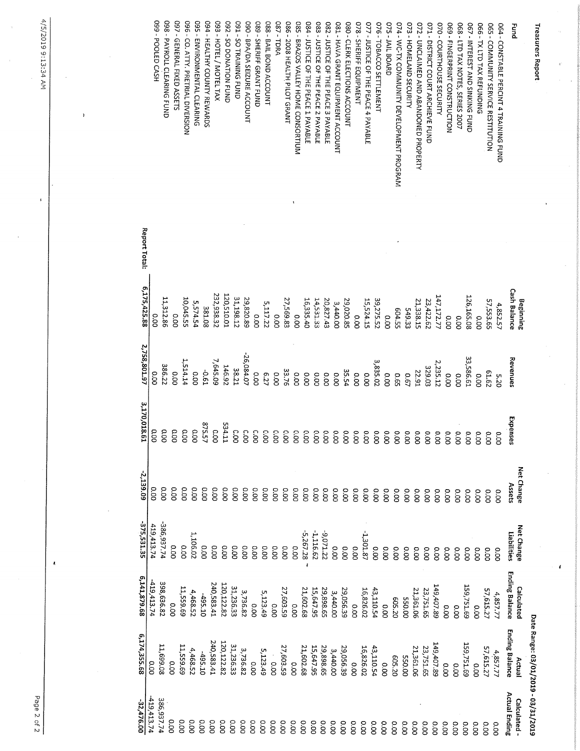# Treasurers Report

Date Range: 03/01/2019 - 03/31/2019

| Fund | Beginning Cash Balance | Revenues | Expenses | Net Change Assets | Net Change Liabilities | Calculated Ending Balance | Actual Ending Balance | Calculated - Actual Ending |
|---|---|---|---|---|---|---|---|---|
| 064 - CONSTABLE PERCINT 4 TRAINING FUND | 4,852.57 | 5.20 | 0.00 | 0.00 | 0.00 | 4,857.77 | 4,857.77 | 0.00 |
| 065 - COMMUNITY SERVICE RESTITUTION | 57,553.65 | 61.62 | 0.00 | 0.00 | 0.00 | 57,615.27 | 57,615.27 | 0.00 |
| 066 - TX LTD TAX REFUNDING | 0.00 | 0.00 | 0.00 | 0.00 | 0.00 | 0.00 | 0.00 | 0.00 |
| 067 - INTEREST AND SINKING FUND | 126,165.08 | 33,586.61 | 0.00 | 0.00 | 0.00 | 159,751.69 | 159,751.69 | 0.00 |
| 068 - LTD TAX NOTES, SERIES 2007 | 0.00 | 0.00 | 0.00 | 0.00 | 0.00 | 0.00 | 0.00 | 0.00 |
| 069 - FINGERPRINT CONSTRUCTION | 0.00 | 0.00 | 0.00 | 0.00 | 0.00 | 0.00 | 0.00 | 0.00 |
| 070 - COURTHOUSE SECURITY | 147,172.77 | 2,235.12 | 0.00 | 0.00 | 0.00 | 149,407.89 | 149,407.89 | 0.00 |
| 071 - DISTRICT COURT ARCHIEVE FUND | 23,422.62 | 329.03 | 0.00 | 0.00 | 0.00 | 23,751.65 | 23,751.65 | 0.00 |
| 072 - UNCLAIMED AND ABANDONED PROPERTY | 21,338.15 | 22.91 | 0.00 | 0.00 | 0.00 | 21,361.06 | 21,361.06 | 0.00 |
| 073 - HOMELAND SECURITY | 549.33 | 0.67 | 0.00 | 0.00 | 0.00 | 550.00 | 550.00 | 0.00 |
| 074 - WC-TX COMMUNITY DEVELOPMENT PROGRAM | 604.55 | 0.65 | 0.00 | 0.00 | 0.00 | 605.20 | 605.20 | 0.00 |
| 075 - JAIL BOARD | 0.00 | 0.00 | 0.00 | 0.00 | 0.00 | 0.00 | 0.00 | 0.00 |
| 076 - TOBACCO SETTLEMENT | 39,275.52 | 3,835.02 | 0.00 | 0.00 | 0.00 | 43,110.54 | 43,110.54 | 0.00 |
| 077 - JUSTICE OF THE PEACE 4 PAYABLE | 15,524.15 | 0.00 | 0.00 | 0.00 | -1,301.87 | 16,826.02 | 16,826.02 | 0.00 |
| 078 - SHERIFF EQUIPMENT | 0.00 | 0.00 | 0.00 | 0.00 | 0.00 | 0.00 | 0.00 | 0.00 |
| 080 - CLERK ELECTIONS ACCOUNT | 29,020.85 | 35.54 | 0.00 | 0.00 | 0.00 | 29,056.39 | 29,056.39 | 0.00 |
| 081 - HAVA GRANT EQUIPMENT ACCOUNT | 3,440.00 | 0.00 | 0.00 | 0.00 | 0.00 | 3,440.00 | 3,440.00 | 0.00 |
| 082 - JUSTICE OF THE PEACE 3 PAYABLE | 20,827.43 | 0.00 | 0.00 | 0.00 | -9,071.22 | 29,898.65 | 29,898.65 | 0.00 |
| 083 - JUSTICE OF THE PEACE 2 PAYABLE | 14,531.33 | 0.00 | 0.00 | 0.00 | -1,116.62 | 15,647.95 | 15,647.95 | 0.00 |
| 084 - JUSTICE OF THE PEACE 1 PAYABLE | 16,335.40 | 0.00 | 0.00 | 0.00 | -5,267.28 | 21,602.68 | 21,602.68 | 0.00 |
| 085 - BRAZOS VALLEY HOME CONSORTIUM | 0.00 | 0.00 | 0.00 | 0.00 | 0.00 | 0.00 | 0.00 | 0.00 |
| 086 - 2008 HEALTH PILOT GRANT | 27,569.83 | 33.76 | 0.00 | 0.00 | 0.00 | 27,603.59 | 27,603.59 | 0.00 |
| 087 - TDRA | 0.00 | 0.00 | 0.00 | 0.00 | 0.00 | 0.00 | 0.00 | 0.00 |
| 088 - BAIL BOND ACCOUNT | 5,117.22 | 6.27 | 0.00 | 0.00 | 0.00 | 5,123.49 | 5,123.49 | 0.00 |
| 089 - SHERIFF GRANT FUND | 0.00 | 0.00 | 0.00 | 0.00 | 0.00 | 0.00 | 0.00 | 0.00 |
| 090 - BPA/DA SEIZURE ACCOUNT | 29,820.89 | -26,084.07 | 0.00 | 0.00 | 0.00 | 3,736.82 | 3,736.82 | 0.00 |
| 091 - SO TRAINING FUND | 31,198.12 | 38.21 | 0.00 | 0.00 | 0.00 | 31,236.33 | 31,236.33 | 0.00 |
| 092 - SO DONATION FUND | 120,510.01 | 146.92 | 534.11 | 0.00 | 0.00 | 120,122.82 | 120,122.82 | 0.00 |
| 093 - HOTEL / MOTEL TAX | 232,938.32 | 7,645.09 | 0.00 | 0.00 | 0.00 | 240,583.41 | 240,583.41 | 0.00 |
| 094 - HEALTHY COUNTY REWARDS | 381.08 | -0.61 | 875.57 | 0.00 | 0.00 | -495.10 | -495.10 | 0.00 |
| 095 - ENVIRONMENTAL CLEARING | 5,574.54 | 0.00 | 0.00 | 0.00 | 1,106.02 | 4,468.52 | 4,468.52 | 0.00 |
| 096 - CO. ATTY. PRETRIAL DIVERSION | 10,045.55 | 1,514.14 | 0.00 | 0.00 | 0.00 | 11,559.69 | 11,559.69 | 0.00 |
| 097 - GENERAL FIXED ASSETS | 0.00 | 0.00 | 0.00 | 0.00 | 0.00 | 0.00 | 0.00 | 0.00 |
| 098 - PAYROLL CLEARING FUND | 11,312.86 | 386.22 | 0.00 | 0.00 | -386,937.74 | 398,636.82 | 11,699.08 | 386,937.74 |
| 099 - POOLED CASH | 0.00 | 0.00 | 0.00 | 0.00 | 419,413.74 | -419,413.74 | 0.00 | -419,413.74 |
| **Report Total:** | 6,175,425.88 | 2,758,801.97 | 3,170,018.61 | -2,139.09 | -375,531.35 | 6,141,879.68 | 6,174,355.68 | -32,476.00 |

4/5/2019 9:13:34 AM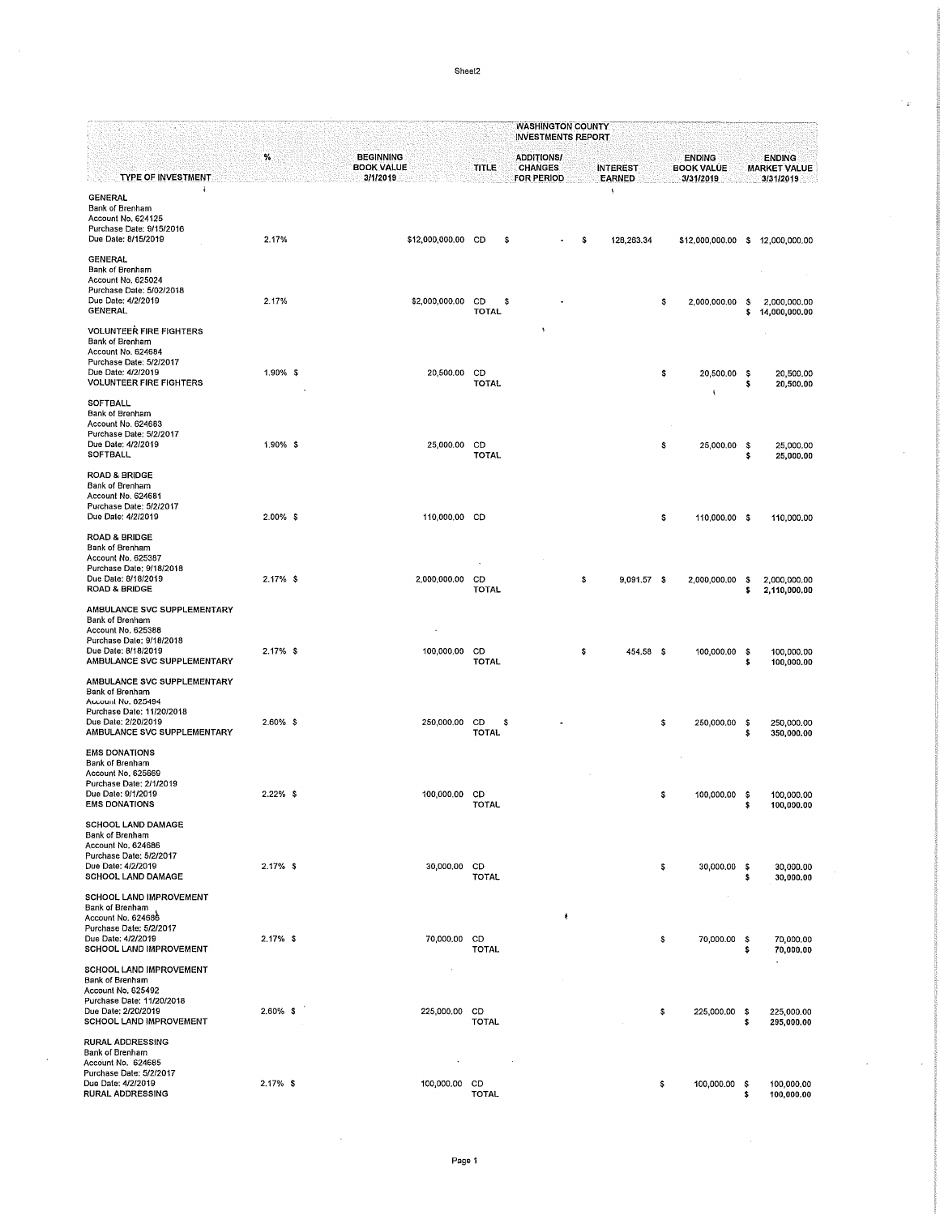# WASHINGTON COUNTY INVESTMENTS REPORT

| TYPE OF INVESTMENT | % | BEGINNING BOOK VALUE 3/1/2019 | TITLE | ADDITIONS/ CHANGES FOR PERIOD | INTEREST EARNED | ENDING BOOK VALUE 3/31/2019 | ENDING MARKET VALUE 3/31/2019 |
|---|---|---|---|---|---|---|---|
| GENERAL<br>Bank of Brenham<br>Account No. 624125<br>Purchase Date: 9/15/2016<br>Due Date: 8/15/2019 | 2.17% | $12,000,000.00 | CD | $ - | $ 128,263.34 | $12,000,000.00 | $ 12,000,000.00 |
| GENERAL<br>Bank of Brenham<br>Account No. 625024<br>Purchase Date: 5/02/2018<br>Due Date: 4/2/2019 | 2.17% | $2,000,000.00 | CD | $ - | | $ 2,000,000.00 | $ 2,000,000.00 |
| GENERAL | | | TOTAL | | | | $ 14,000,000.00 |
| VOLUNTEER FIRE FIGHTERS<br>Bank of Brenham<br>Account No. 624684<br>Purchase Date: 5/2/2017<br>Due Date: 4/2/2019 | 1.90% | $ 20,500.00 | CD | | | $ 20,500.00 | $ 20,500.00 |
| VOLUNTEER FIRE FIGHTERS | | | TOTAL | | | | $ 20,500.00 |
| SOFTBALL<br>Bank of Brenham<br>Account No. 624683<br>Purchase Date: 5/2/2017<br>Due Date: 4/2/2019 | 1.90% | $ 25,000.00 | CD | | | $ 25,000.00 | $ 25,000.00 |
| SOFTBALL | | | TOTAL | | | | $ 25,000.00 |
| ROAD & BRIDGE<br>Bank of Brenham<br>Account No. 624681<br>Purchase Date: 5/2/2017<br>Due Date: 4/2/2019 | 2.00% | $ 110,000.00 | CD | | | $ 110,000.00 | $ 110,000.00 |
| ROAD & BRIDGE<br>Bank of Brenham<br>Account No. 625387<br>Purchase Date: 9/18/2018<br>Due Date: 8/18/2019 | 2.17% | $ 2,000,000.00 | CD | | $ 9,091.57 | $ 2,000,000.00 | $ 2,000,000.00 |
| ROAD & BRIDGE | | | TOTAL | | | | $ 2,110,000.00 |
| AMBULANCE SVC SUPPLEMENTARY<br>Bank of Brenham<br>Account No. 625388<br>Purchase Date: 9/18/2018<br>Due Date: 8/18/2019 | 2.17% | $ 100,000.00 | CD | | $ 454.58 | $ 100,000.00 | $ 100,000.00 |
| AMBULANCE SVC SUPPLEMENTARY | | | TOTAL | | | | $ 100,000.00 |
| AMBULANCE SVC SUPPLEMENTARY<br>Bank of Brenham<br>Account No. 625494<br>Purchase Date: 11/20/2018<br>Due Date: 2/20/2019 | 2.60% | $ 250,000.00 | CD | $ - | | $ 250,000.00 | $ 250,000.00 |
| AMBULANCE SVC SUPPLEMENTARY | | | TOTAL | | | | $ 350,000.00 |
| EMS DONATIONS<br>Bank of Brenham<br>Account No. 625669<br>Purchase Date: 2/1/2019<br>Due Date: 9/1/2019 | 2.22% | $ 100,000.00 | CD | | | $ 100,000.00 | $ 100,000.00 |
| EMS DONATIONS | | | TOTAL | | | | $ 100,000.00 |
| SCHOOL LAND DAMAGE<br>Bank of Brenham<br>Account No. 624686<br>Purchase Date: 5/2/2017<br>Due Date: 4/2/2019 | 2.17% | $ 30,000.00 | CD | | | $ 30,000.00 | $ 30,000.00 |
| SCHOOL LAND DAMAGE | | | TOTAL | | | | $ 30,000.00 |
| SCHOOL LAND IMPROVEMENT<br>Bank of Brenham<br>Account No. 624680<br>Purchase Date: 5/2/2017<br>Due Date: 4/2/2019 | 2.17% | $ 70,000.00 | CD | | | $ 70,000.00 | $ 70,000.00 |
| SCHOOL LAND IMPROVEMENT | | | TOTAL | | | | $ 70,000.00 |
| SCHOOL LAND IMPROVEMENT<br>Bank of Brenham<br>Account No. 625492<br>Purchase Date: 11/20/2018<br>Due Date: 2/20/2019 | 2.60% | $ 225,000.00 | CD | | | $ 225,000.00 | $ 225,000.00 |
| SCHOOL LAND IMPROVEMENT | | | TOTAL | | | | $ 295,000.00 |
| RURAL ADDRESSING<br>Bank of Brenham<br>Account No. 624685<br>Purchase Date: 5/2/2017<br>Due Date: 4/2/2019 | 2.17% | $ 100,000.00 | CD | | | $ 100,000.00 | $ 100,000.00 |
| RURAL ADDRESSING | | | TOTAL | | | | $ 100,000.00 |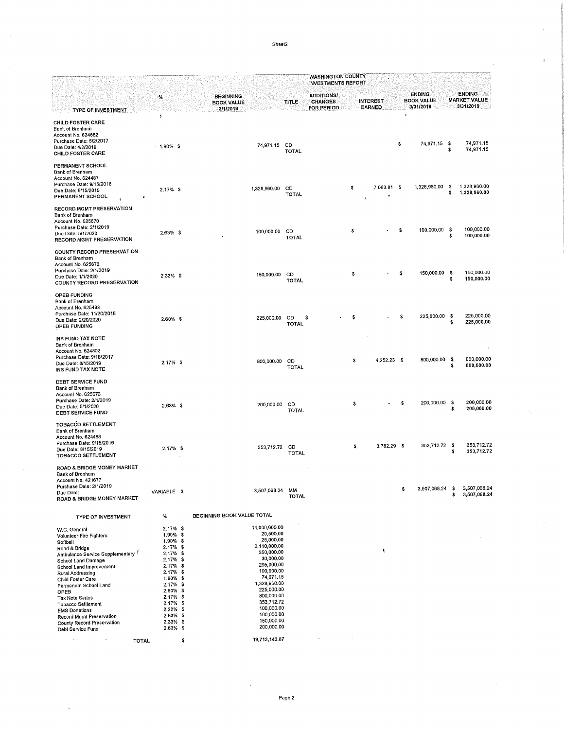Sheet2

## WASHINGTON COUNTY INVESTMENTS REPORT

| TYPE OF INVESTMENT | % | BEGINNING BOOK VALUE 3/1/2019 | TITLE | ADDITIONS/ CHANGES FOR PERIOD | INTEREST EARNED | ENDING BOOK VALUE 3/31/2019 | ENDING MARKET VALUE 3/31/2019 |
|---|---|---|---|---|---|---|---|
| **CHILD FOSTER CARE**<br>Bank of Brenham<br>Account No. 624682<br>Purchase Date: 5/2/2017<br>Due Date: 4/2/2019 | 1.90% | $ 74,971.15 | CD | | | $ 74,971.15 | $ 74,971.15 |
| CHILD FOSTER CARE | | | TOTAL | | | | $ 74,971.15 |
| **PERMANENT SCHOOL**<br>Bank of Brenham<br>Account No. 624467<br>Purchase Date: 9/15/2016<br>Due Date: 8/15/2019 | 2.17% | $ 1,328,960.00 | CD | | $ 7,063.81 | $ 1,328,960.00 | $ 1,328,960.00 |
| PERMANENT SCHOOL | | | TOTAL | | | | $ 1,328,960.00 |
| **RECORD MGMT PRESERVATION**<br>Bank of Brenham<br>Account No. 625670<br>Purchase Date: 2/1/2019<br>Due Date: 5/1/2020 | 2.63% | $ 100,000.00 | CD | | $ - | $ 100,000.00 | $ 100,000.00 |
| RECORD MGMT PRESERVATION | | | TOTAL | | | | $ 100,000.00 |
| **COUNTY RECORD PRESERVATION**<br>Bank of Brenham<br>Account No. 625672<br>Purchase Date: 2/1/2019<br>Due Date: 1/1/2020 | 2.33% | $ 150,000.00 | CD | | $ - | $ 150,000.00 | $ 150,000.00 |
| COUNTY RECORD PRESERVATION | | | TOTAL | | | | $ 150,000.00 |
| **OPEB FUNDING**<br>Bank of Brenham<br>Account No. 625493<br>Purchase Date: 11/20/2018<br>Due Date: 2/20/2020 | 2.60% | $ 225,000.00 | CD | $ - | $ - | $ 225,000.00 | $ 225,000.00 |
| OPEB FUNDING | | | TOTAL | | | | $ 225,000.00 |
| **INS FUND TAX NOTE**<br>Bank of Brenham<br>Account No. 624802<br>Purchase Date: 9/18/2017<br>Due Date: 8/15/2019 | 2.17% | $ 800,000.00 | CD | | $ 4,252.23 | $ 800,000.00 | $ 800,000.00 |
| INS FUND TAX NOTE | | | TOTAL | | | | $ 800,000.00 |
| **DEBT SERVICE FUND**<br>Bank of Brenham<br>Account No. 625673<br>Purchase Date: 2/1/2019<br>Due Date: 5/1/2020 | 2.63% | $ 200,000.00 | CD | | $ - | $ 200,000.00 | $ 200,000.00 |
| DEBT SERVICE FUND | | | TOTAL | | | | $ 200,000.00 |
| **TOBACCO SETTLEMENT**<br>Bank of Brenham<br>Account No. 624488<br>Purchase Date: 9/15/2016<br>Due Date: 8/15/2019 | 2.17% | $ 353,712.72 | CD | | $ 3,782.29 | $ 353,712.72 | $ 353,712.72 |
| TOBACCO SETTLEMENT | | | TOTAL | | | | $ 353,712.72 |
| **ROAD & BRIDGE MONEY MARKET**<br>Bank of Brenham<br>Account No. 421677<br>Purchase Date: 2/1/2019<br>Due Date: | VARIABLE | $ 3,507,068.24 | MM | | | $ 3,507,068.24 | $ 3,507,068.24 |
| ROAD & BRIDGE MONEY MARKET | | | TOTAL | | | | $ 3,507,068.24 |

| TYPE OF INVESTMENT | % | BEGINNING BOOK VALUE TOTAL |
|---|---|---|
| W.C. General | 2.17% | $ 14,000,000.00 |
| Volunteer Fire Fighters | 1.90% | $ 20,500.00 |
| Softball | 1.90% | $ 25,000.00 |
| Road & Bridge | 2.17% | $ 2,110,000.00 |
| Ambulance Service Supplementary | 2.17% | $ 350,000.00 |
| School Land Damage | 2.17% | $ 30,000.00 |
| School Land Improvement | 2.17% | $ 295,000.00 |
| Rural Addressing | 2.17% | $ 100,000.00 |
| Child Foster Care | 1.90% | $ 74,971.15 |
| Permanent School Land | 2.17% | $ 1,328,960.00 |
| OPEB | 2.60% | $ 225,000.00 |
| Tax Note Series | 2.17% | $ 800,000.00 |
| Tobacco Settlement | 2.17% | $ 353,712.72 |
| EMS Donations | 2.22% | $ 100,000.00 |
| Record Mgmt Preservation | 2.63% | $ 100,000.00 |
| County Record Preservation | 2.33% | $ 150,000.00 |
| Debt Service Fund | 2.63% | $ 200,000.00 |
| TOTAL | | $ 19,713,143.87 |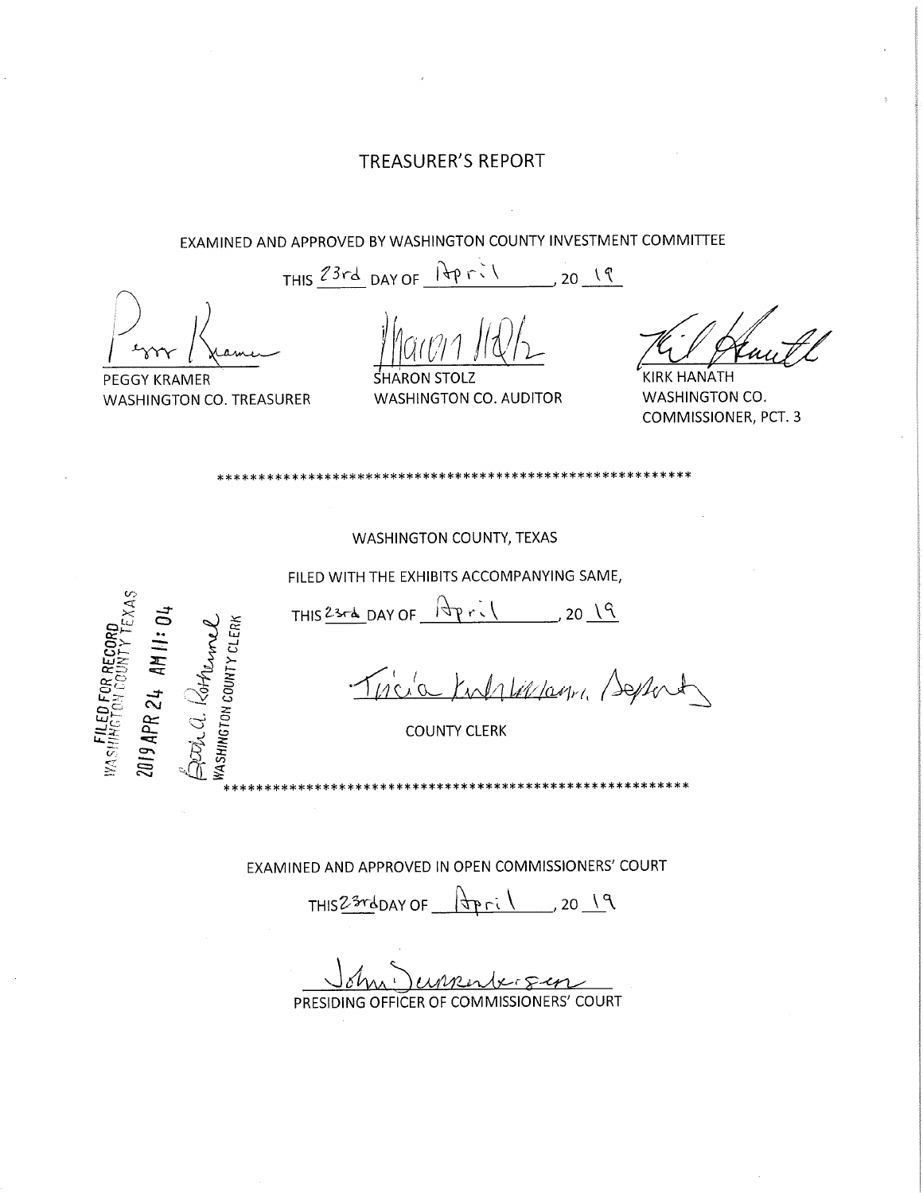# TREASURER'S REPORT

EXAMINED AND APPROVED BY WASHINGTON COUNTY INVESTMENT COMMITTEE

THIS 23rd DAY OF April, 20 19

PEGGY KRAMER
WASHINGTON CO. TREASURER

SHARON STOLZ
WASHINGTON CO. AUDITOR

KIRK HANATH
WASHINGTON CO.
COMMISSIONER, PCT. 3

*********************************************************

WASHINGTON COUNTY, TEXAS

FILED WITH THE EXHIBITS ACCOMPANYING SAME,

THIS 23rd DAY OF April, 20 19

Tricia Kuhlmann, Deputy

COUNTY CLERK

FILED FOR RECORD
WASHINGTON COUNTY TEXAS
2019 APR 24 AM 11:04
Beth A. Rothermel
WASHINGTON COUNTY CLERK

*********************************************************

EXAMINED AND APPROVED IN OPEN COMMISSIONERS' COURT

THIS 23rd DAY OF April, 20 19

John Durrenberger

PRESIDING OFFICER OF COMMISSIONERS' COURT